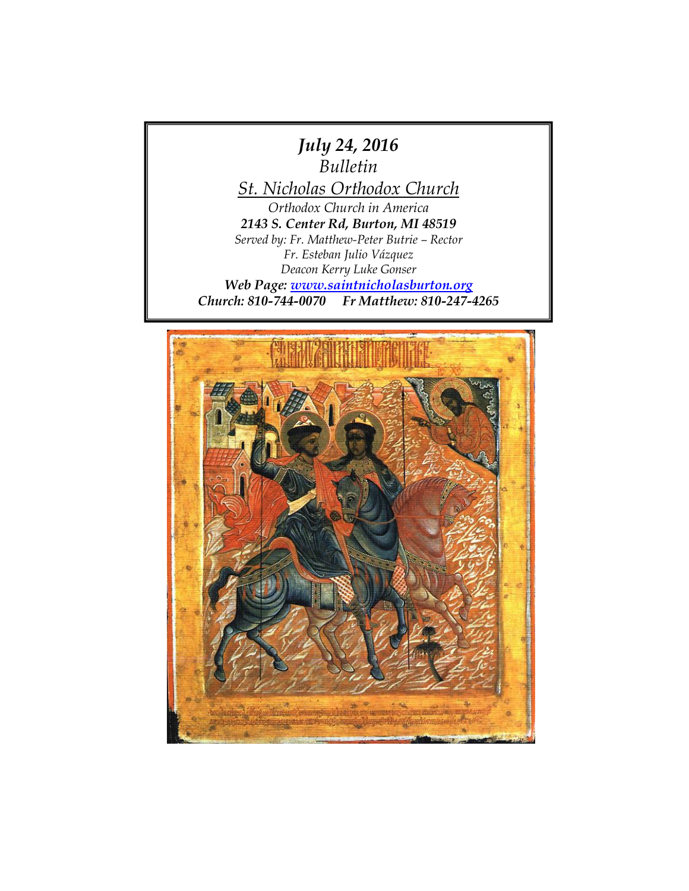# *July 24, 2016*

Bulletin

St. Nicholas Orthodox Church

*Orthodox Church in America*

***2143 S. Center Rd, Burton, MI 48519***

*Served by: Fr. Matthew-Peter Butrie – Rector*

*Fr. Esteban Julio Vázquez*

*Deacon Kerry Luke Gonser*

***Web Page: [www.saintnicholasburton.org](http://www.saintnicholasburton.org)***

***Church: 810-744-0070 Fr Matthew: 810-247-4265***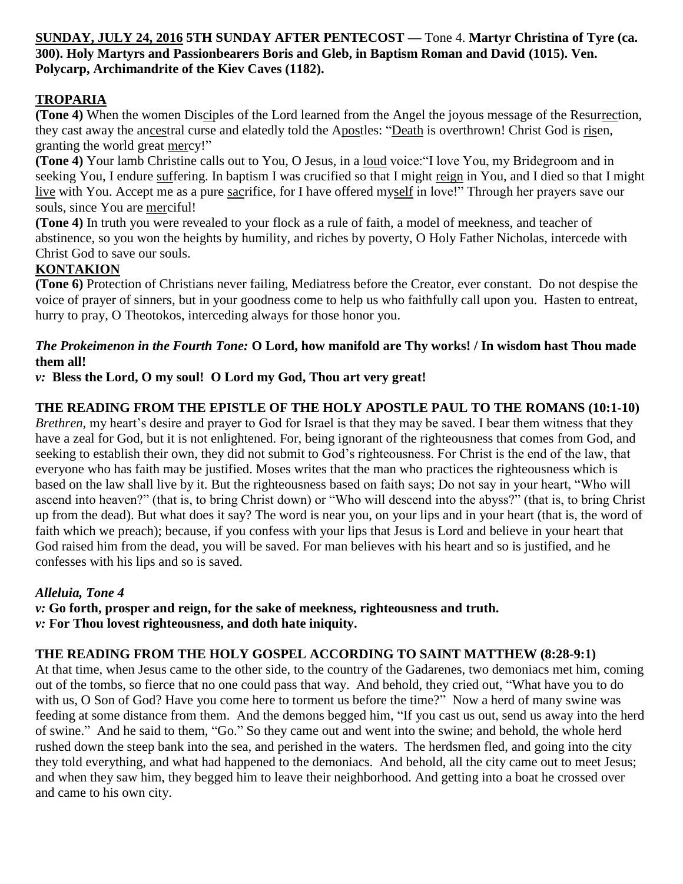**SUNDAY, JULY 24, 2016 5TH SUNDAY AFTER PENTECOST —** Tone 4. **Martyr Christina of Tyre (ca. 300). Holy Martyrs and Passionbearers Boris and Gleb, in Baptism Roman and David (1015). Ven. Polycarp, Archimandrite of the Kiev Caves (1182).**

## TROPARIA

**(Tone 4)** When the women Disciples of the Lord learned from the Angel the joyous message of the Resurrection, they cast away the ancestral curse and elatedly told the Apostles: "Death is overthrown! Christ God is risen, granting the world great mercy!"

**(Tone 4)** Your lamb Christine calls out to You, O Jesus, in a loud voice:"I love You, my Bridegroom and in seeking You, I endure suffering. In baptism I was crucified so that I might reign in You, and I died so that I might live with You. Accept me as a pure sacrifice, for I have offered myself in love!" Through her prayers save our souls, since You are merciful!

**(Tone 4)** In truth you were revealed to your flock as a rule of faith, a model of meekness, and teacher of abstinence, so you won the heights by humility, and riches by poverty, O Holy Father Nicholas, intercede with Christ God to save our souls.

## KONTAKION

**(Tone 6)** Protection of Christians never failing, Mediatress before the Creator, ever constant. Do not despise the voice of prayer of sinners, but in your goodness come to help us who faithfully call upon you. Hasten to entreat, hurry to pray, O Theotokos, interceding always for those honor you.

***The Prokeimenon in the Fourth Tone:*** **O Lord, how manifold are Thy works! / In wisdom hast Thou made them all!**

***v:*** **Bless the Lord, O my soul! O Lord my God, Thou art very great!**

**THE READING FROM THE EPISTLE OF THE HOLY APOSTLE PAUL TO THE ROMANS (10:1-10)**

*Brethren,* my heart's desire and prayer to God for Israel is that they may be saved. I bear them witness that they have a zeal for God, but it is not enlightened. For, being ignorant of the righteousness that comes from God, and seeking to establish their own, they did not submit to God's righteousness. For Christ is the end of the law, that everyone who has faith may be justified. Moses writes that the man who practices the righteousness which is based on the law shall live by it. But the righteousness based on faith says; Do not say in your heart, "Who will ascend into heaven?" (that is, to bring Christ down) or "Who will descend into the abyss?" (that is, to bring Christ up from the dead). But what does it say? The word is near you, on your lips and in your heart (that is, the word of faith which we preach); because, if you confess with your lips that Jesus is Lord and believe in your heart that God raised him from the dead, you will be saved. For man believes with his heart and so is justified, and he confesses with his lips and so is saved.

***Alleluia, Tone 4***

***v:*** **Go forth, prosper and reign, for the sake of meekness, righteousness and truth.**

***v:*** **For Thou lovest righteousness, and doth hate iniquity.**

**THE READING FROM THE HOLY GOSPEL ACCORDING TO SAINT MATTHEW (8:28-9:1)**

At that time, when Jesus came to the other side, to the country of the Gadarenes, two demoniacs met him, coming out of the tombs, so fierce that no one could pass that way. And behold, they cried out, "What have you to do with us, O Son of God? Have you come here to torment us before the time?" Now a herd of many swine was feeding at some distance from them. And the demons begged him, "If you cast us out, send us away into the herd of swine." And he said to them, "Go." So they came out and went into the swine; and behold, the whole herd rushed down the steep bank into the sea, and perished in the waters. The herdsmen fled, and going into the city they told everything, and what had happened to the demoniacs. And behold, all the city came out to meet Jesus; and when they saw him, they begged him to leave their neighborhood. And getting into a boat he crossed over and came to his own city.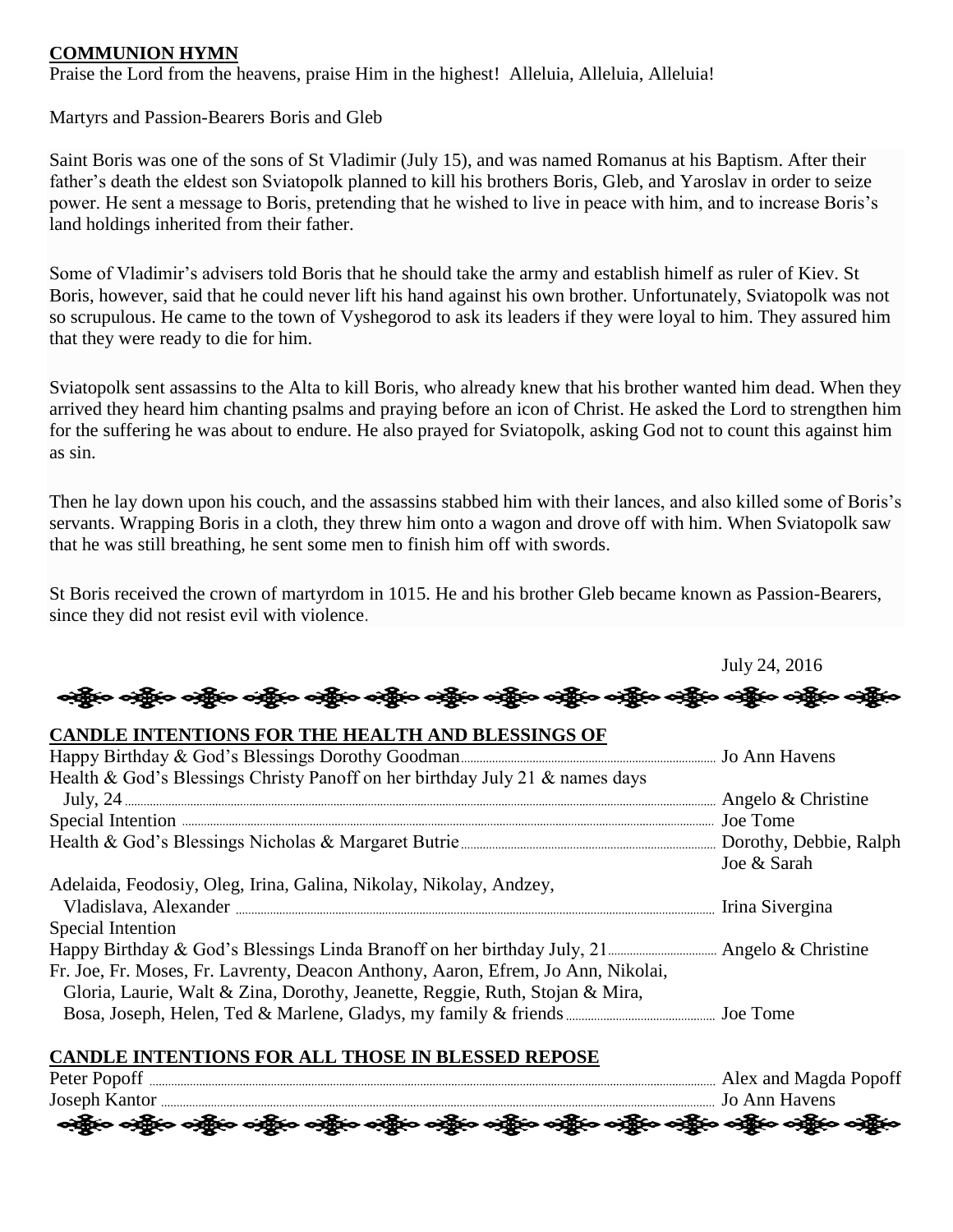## COMMUNION HYMN

Praise the Lord from the heavens, praise Him in the highest! Alleluia, Alleluia, Alleluia!

Martyrs and Passion-Bearers Boris and Gleb

Saint Boris was one of the sons of St Vladimir (July 15), and was named Romanus at his Baptism. After their father's death the eldest son Sviatopolk planned to kill his brothers Boris, Gleb, and Yaroslav in order to seize power. He sent a message to Boris, pretending that he wished to live in peace with him, and to increase Boris's land holdings inherited from their father.

Some of Vladimir's advisers told Boris that he should take the army and establish himelf as ruler of Kiev. St Boris, however, said that he could never lift his hand against his own brother. Unfortunately, Sviatopolk was not so scrupulous. He came to the town of Vyshegorod to ask its leaders if they were loyal to him. They assured him that they were ready to die for him.

Sviatopolk sent assassins to the Alta to kill Boris, who already knew that his brother wanted him dead. When they arrived they heard him chanting psalms and praying before an icon of Christ. He asked the Lord to strengthen him for the suffering he was about to endure. He also prayed for Sviatopolk, asking God not to count this against him as sin.

Then he lay down upon his couch, and the assassins stabbed him with their lances, and also killed some of Boris's servants. Wrapping Boris in a cloth, they threw him onto a wagon and drove off with him. When Sviatopolk saw that he was still breathing, he sent some men to finish him off with swords.

St Boris received the crown of martyrdom in 1015. He and his brother Gleb became known as Passion-Bearers, since they did not resist evil with violence.

July 24, 2016

## CANDLE INTENTIONS FOR THE HEALTH AND BLESSINGS OF

Happy Birthday & God's Blessings Dorothy Goodman ........ Jo Ann Havens

Health & God's Blessings Christy Panoff on her birthday July 21 & names days July, 24 ........ Angelo & Christine

Special Intention ........ Joe Tome

Health & God's Blessings Nicholas & Margaret Butrie ........ Dorothy, Debbie, Ralph Joe & Sarah

Adelaida, Feodosiy, Oleg, Irina, Galina, Nikolay, Nikolay, Andzey, Vladislava, Alexander ........ Irina Sivergina

Special Intention

Happy Birthday & God's Blessings Linda Branoff on her birthday July, 21 ........ Angelo & Christine

Fr. Joe, Fr. Moses, Fr. Lavrenty, Deacon Anthony, Aaron, Efrem, Jo Ann, Nikolai, Gloria, Laurie, Walt & Zina, Dorothy, Jeanette, Reggie, Ruth, Stojan & Mira, Bosa, Joseph, Helen, Ted & Marlene, Gladys, my family & friends ........ Joe Tome

## CANDLE INTENTIONS FOR ALL THOSE IN BLESSED REPOSE

Peter Popoff ........ Alex and Magda Popoff

Joseph Kantor ........ Jo Ann Havens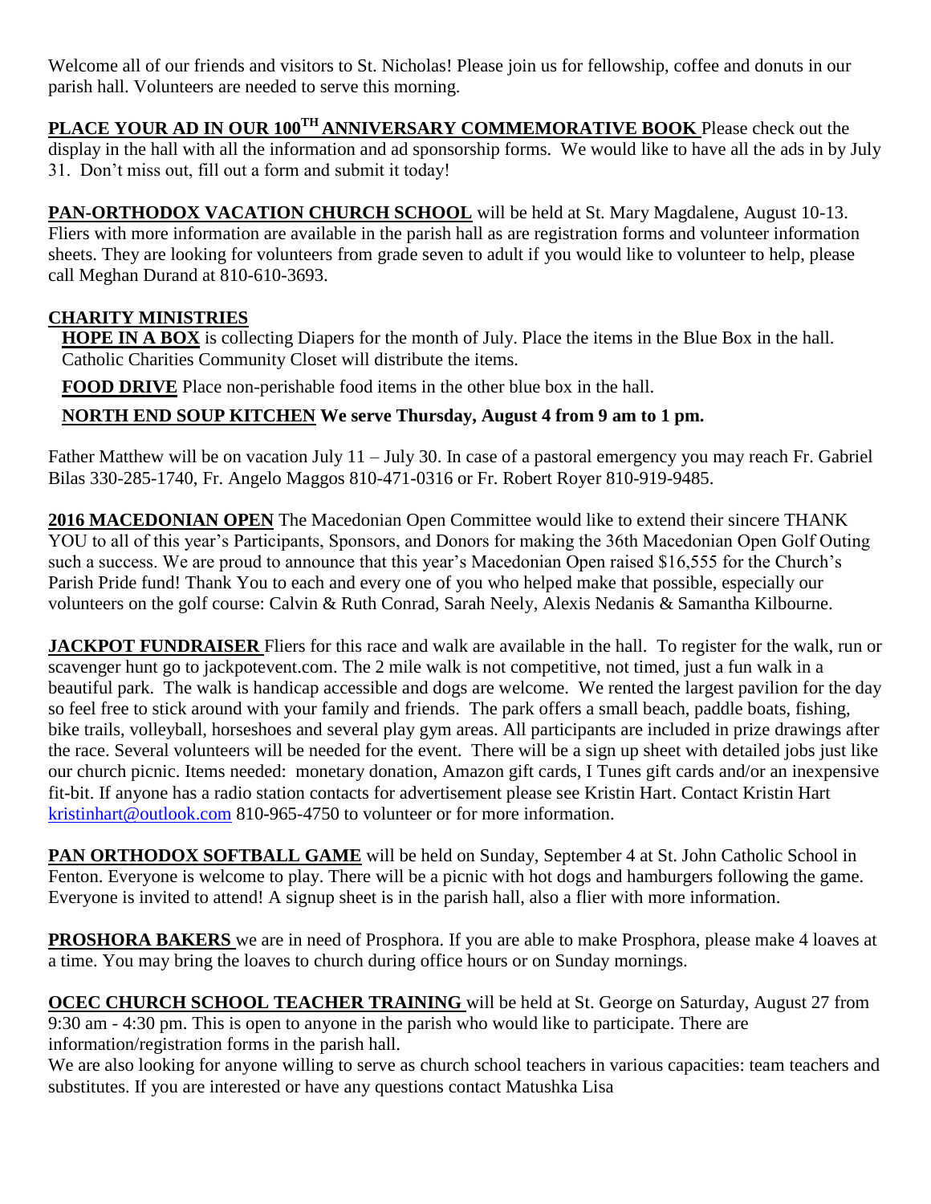Welcome all of our friends and visitors to St. Nicholas! Please join us for fellowship, coffee and donuts in our parish hall. Volunteers are needed to serve this morning.

**PLACE YOUR AD IN OUR 100TH ANNIVERSARY COMMEMORATIVE BOOK** Please check out the display in the hall with all the information and ad sponsorship forms. We would like to have all the ads in by July 31. Don't miss out, fill out a form and submit it today!

**PAN-ORTHODOX VACATION CHURCH SCHOOL** will be held at St. Mary Magdalene, August 10-13. Fliers with more information are available in the parish hall as are registration forms and volunteer information sheets. They are looking for volunteers from grade seven to adult if you would like to volunteer to help, please call Meghan Durand at 810-610-3693.

**CHARITY MINISTRIES**

**HOPE IN A BOX** is collecting Diapers for the month of July. Place the items in the Blue Box in the hall. Catholic Charities Community Closet will distribute the items.

**FOOD DRIVE** Place non-perishable food items in the other blue box in the hall.

**NORTH END SOUP KITCHEN We serve Thursday, August 4 from 9 am to 1 pm.**

Father Matthew will be on vacation July 11 – July 30. In case of a pastoral emergency you may reach Fr. Gabriel Bilas 330-285-1740, Fr. Angelo Maggos 810-471-0316 or Fr. Robert Royer 810-919-9485.

**2016 MACEDONIAN OPEN** The Macedonian Open Committee would like to extend their sincere THANK YOU to all of this year's Participants, Sponsors, and Donors for making the 36th Macedonian Open Golf Outing such a success. We are proud to announce that this year's Macedonian Open raised $16,555 for the Church's Parish Pride fund! Thank You to each and every one of you who helped make that possible, especially our volunteers on the golf course: Calvin & Ruth Conrad, Sarah Neely, Alexis Nedanis & Samantha Kilbourne.

**JACKPOT FUNDRAISER** Fliers for this race and walk are available in the hall. To register for the walk, run or scavenger hunt go to jackpotevent.com. The 2 mile walk is not competitive, not timed, just a fun walk in a beautiful park. The walk is handicap accessible and dogs are welcome. We rented the largest pavilion for the day so feel free to stick around with your family and friends. The park offers a small beach, paddle boats, fishing, bike trails, volleyball, horseshoes and several play gym areas. All participants are included in prize drawings after the race. Several volunteers will be needed for the event. There will be a sign up sheet with detailed jobs just like our church picnic. Items needed: monetary donation, Amazon gift cards, I Tunes gift cards and/or an inexpensive fit-bit. If anyone has a radio station contacts for advertisement please see Kristin Hart. Contact Kristin Hart kristinhart@outlook.com 810-965-4750 to volunteer or for more information.

**PAN ORTHODOX SOFTBALL GAME** will be held on Sunday, September 4 at St. John Catholic School in Fenton. Everyone is welcome to play. There will be a picnic with hot dogs and hamburgers following the game. Everyone is invited to attend! A signup sheet is in the parish hall, also a flier with more information.

**PROSHORA BAKERS** we are in need of Prosphora. If you are able to make Prosphora, please make 4 loaves at a time. You may bring the loaves to church during office hours or on Sunday mornings.

**OCEC CHURCH SCHOOL TEACHER TRAINING** will be held at St. George on Saturday, August 27 from 9:30 am - 4:30 pm. This is open to anyone in the parish who would like to participate. There are information/registration forms in the parish hall.

We are also looking for anyone willing to serve as church school teachers in various capacities: team teachers and substitutes. If you are interested or have any questions contact Matushka Lisa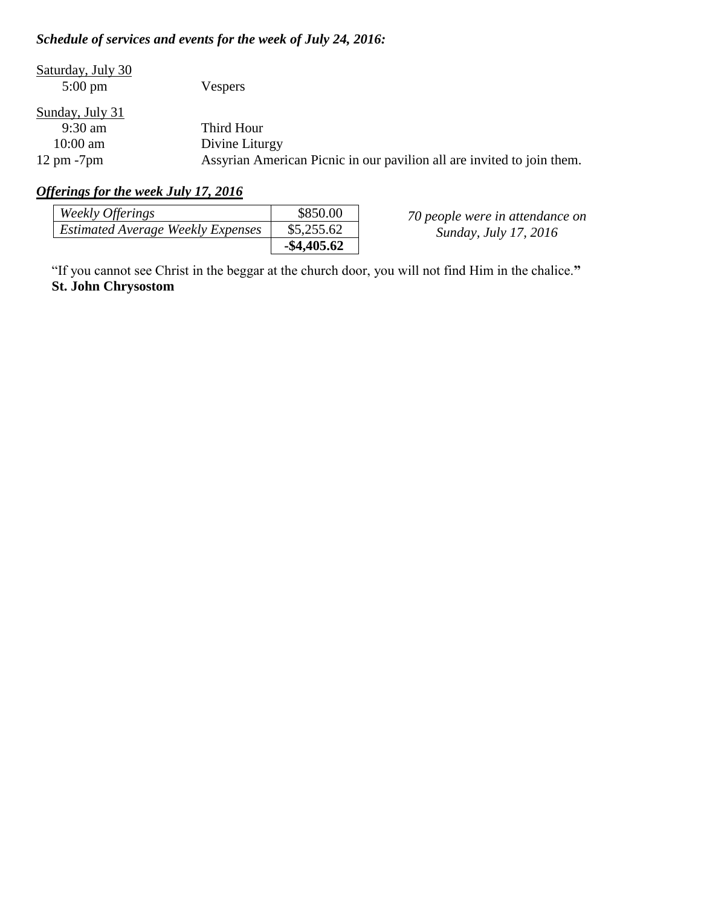***Schedule of services and events for the week of July 24, 2016:***

Saturday, July 30

5:00 pm Vespers

Sunday, July 31

9:30 am Third Hour

10:00 am Divine Liturgy

12 pm -7pm Assyrian American Picnic in our pavilion all are invited to join them.

***Offerings for the week July 17, 2016***

| | |
|---|---|
| *Weekly Offerings* | $850.00 |
| *Estimated Average Weekly Expenses* | $5,255.62 |
| | **-$4,405.62** |

*70 people were in attendance on Sunday, July 17, 2016*

"If you cannot see Christ in the beggar at the church door, you will not find Him in the chalice."
**St. John Chrysostom**